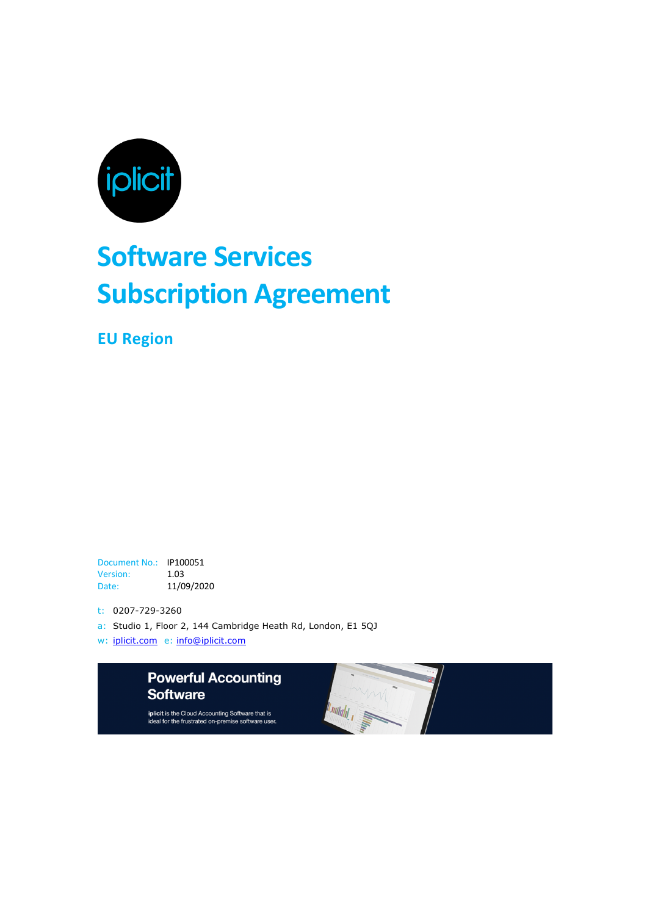iplicit

# Software Services Subscription Agreement

## EU Region

| Document No.: | IP100051 |
| --- | --- |
| Version: | 1.03 |
| Date: | 11/09/2020 |

t: 0207-729-3260

a: Studio 1, Floor 2, 144 Cambridge Heath Rd, London, E1 5QJ

w: iplicit.com e: info@iplicit.com

**Powerful Accounting Software**

**iplicit** is the Cloud Accounting Software that is ideal for the frustrated on-premise software user.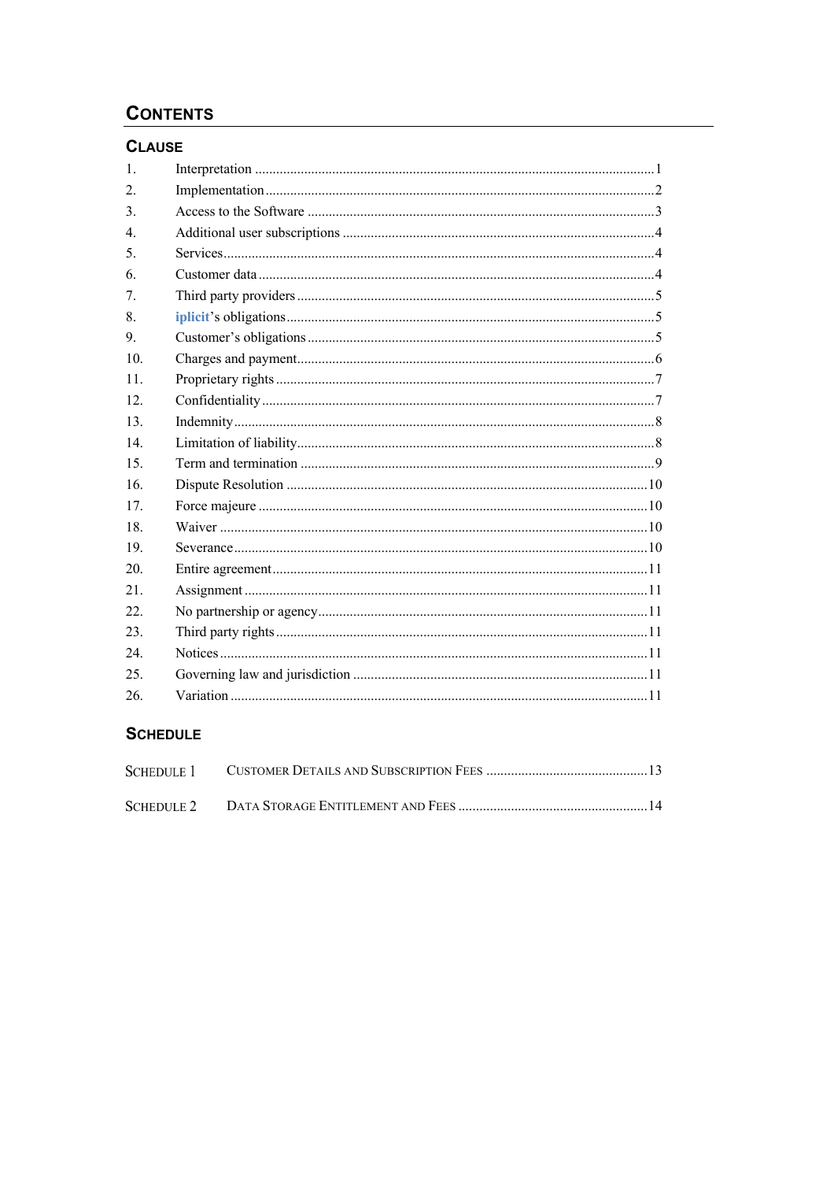# CONTENTS

## CLAUSE

| | | |
|---|---|---|
| 1. | Interpretation | 1 |
| 2. | Implementation | 2 |
| 3. | Access to the Software | 3 |
| 4. | Additional user subscriptions | 4 |
| 5. | Services | 4 |
| 6. | Customer data | 4 |
| 7. | Third party providers | 5 |
| 8. | iplicit's obligations | 5 |
| 9. | Customer's obligations | 5 |
| 10. | Charges and payment | 6 |
| 11. | Proprietary rights | 7 |
| 12. | Confidentiality | 7 |
| 13. | Indemnity | 8 |
| 14. | Limitation of liability | 8 |
| 15. | Term and termination | 9 |
| 16. | Dispute Resolution | 10 |
| 17. | Force majeure | 10 |
| 18. | Waiver | 10 |
| 19. | Severance | 10 |
| 20. | Entire agreement | 11 |
| 21. | Assignment | 11 |
| 22. | No partnership or agency | 11 |
| 23. | Third party rights | 11 |
| 24. | Notices | 11 |
| 25. | Governing law and jurisdiction | 11 |
| 26. | Variation | 11 |

## SCHEDULE

| | | |
|---|---|---|
| SCHEDULE 1 | CUSTOMER DETAILS AND SUBSCRIPTION FEES | 13 |
| SCHEDULE 2 | DATA STORAGE ENTITLEMENT AND FEES | 14 |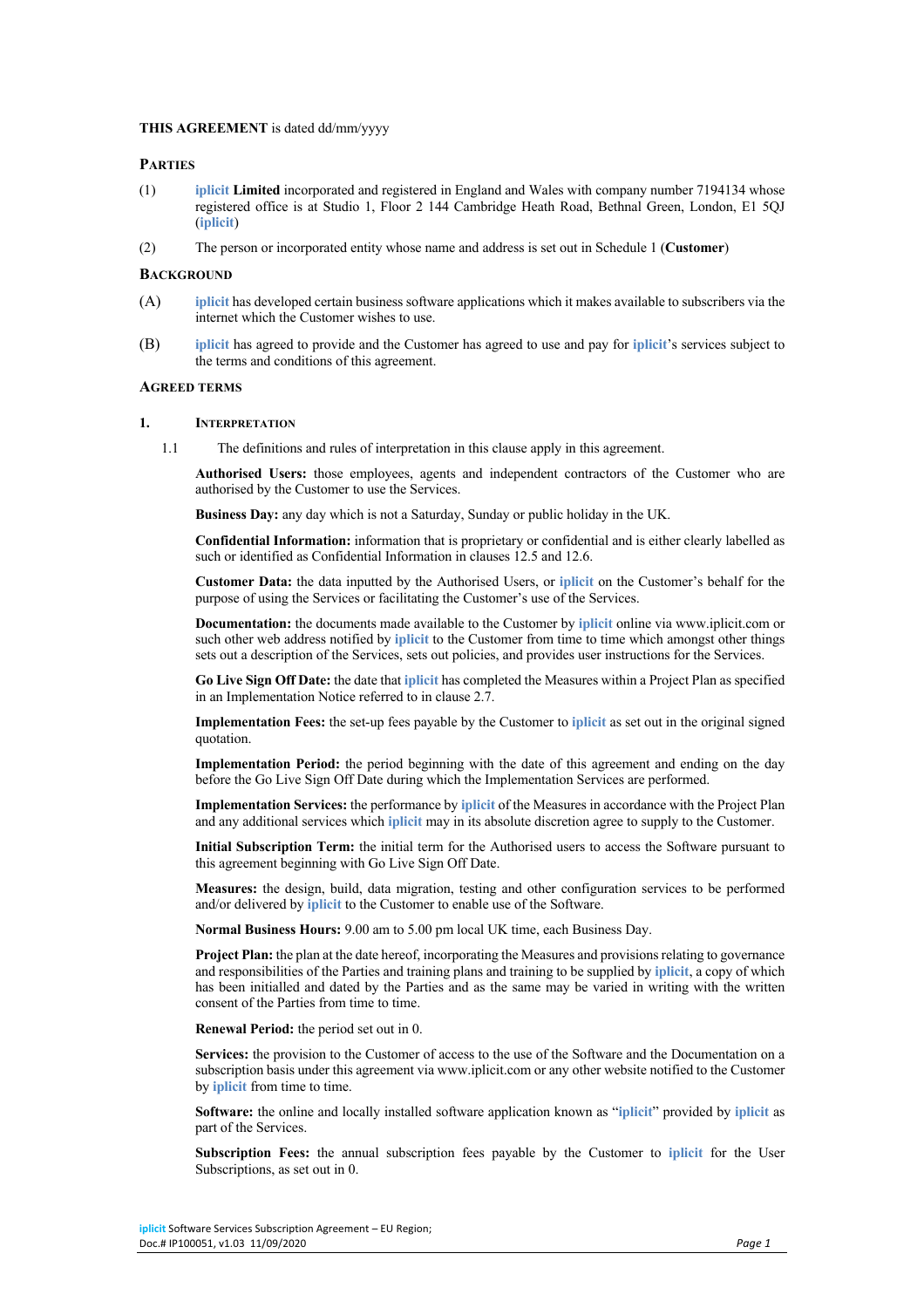**THIS AGREEMENT** is dated dd/mm/yyyy

**PARTIES**

(1) **iplicit Limited** incorporated and registered in England and Wales with company number 7194134 whose registered office is at Studio 1, Floor 2 144 Cambridge Heath Road, Bethnal Green, London, E1 5QJ (**iplicit**)

(2) The person or incorporated entity whose name and address is set out in Schedule 1 (**Customer**)

**BACKGROUND**

(A) iplicit has developed certain business software applications which it makes available to subscribers via the internet which the Customer wishes to use.

(B) iplicit has agreed to provide and the Customer has agreed to use and pay for iplicit's services subject to the terms and conditions of this agreement.

**AGREED TERMS**

**1. INTERPRETATION**

1.1 The definitions and rules of interpretation in this clause apply in this agreement.

**Authorised Users:** those employees, agents and independent contractors of the Customer who are authorised by the Customer to use the Services.

**Business Day:** any day which is not a Saturday, Sunday or public holiday in the UK.

**Confidential Information:** information that is proprietary or confidential and is either clearly labelled as such or identified as Confidential Information in clauses 12.5 and 12.6.

**Customer Data:** the data inputted by the Authorised Users, or iplicit on the Customer's behalf for the purpose of using the Services or facilitating the Customer's use of the Services.

**Documentation:** the documents made available to the Customer by iplicit online via www.iplicit.com or such other web address notified by iplicit to the Customer from time to time which amongst other things sets out a description of the Services, sets out policies, and provides user instructions for the Services.

**Go Live Sign Off Date:** the date that iplicit has completed the Measures within a Project Plan as specified in an Implementation Notice referred to in clause 2.7.

**Implementation Fees:** the set-up fees payable by the Customer to iplicit as set out in the original signed quotation.

**Implementation Period:** the period beginning with the date of this agreement and ending on the day before the Go Live Sign Off Date during which the Implementation Services are performed.

**Implementation Services:** the performance by iplicit of the Measures in accordance with the Project Plan and any additional services which iplicit may in its absolute discretion agree to supply to the Customer.

**Initial Subscription Term:** the initial term for the Authorised users to access the Software pursuant to this agreement beginning with Go Live Sign Off Date.

**Measures:** the design, build, data migration, testing and other configuration services to be performed and/or delivered by iplicit to the Customer to enable use of the Software.

**Normal Business Hours:** 9.00 am to 5.00 pm local UK time, each Business Day.

**Project Plan:** the plan at the date hereof, incorporating the Measures and provisions relating to governance and responsibilities of the Parties and training plans and training to be supplied by iplicit, a copy of which has been initialled and dated by the Parties and as the same may be varied in writing with the written consent of the Parties from time to time.

**Renewal Period:** the period set out in 0.

**Services:** the provision to the Customer of access to the use of the Software and the Documentation on a subscription basis under this agreement via www.iplicit.com or any other website notified to the Customer by iplicit from time to time.

**Software:** the online and locally installed software application known as "iplicit" provided by iplicit as part of the Services.

**Subscription Fees:** the annual subscription fees payable by the Customer to iplicit for the User Subscriptions, as set out in 0.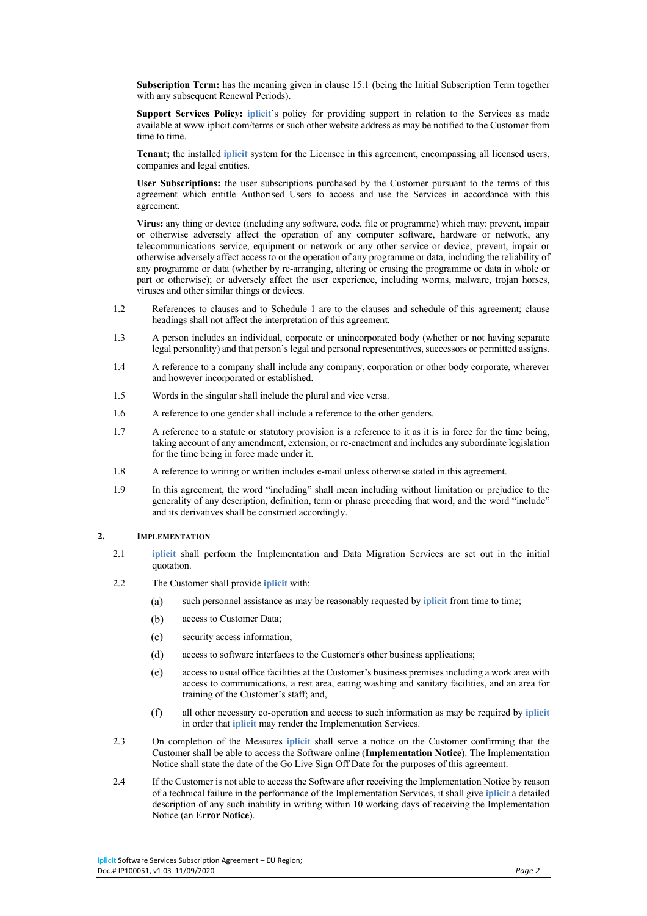**Subscription Term:** has the meaning given in clause 15.1 (being the Initial Subscription Term together with any subsequent Renewal Periods).

**Support Services Policy:** **iplicit**'s policy for providing support in relation to the Services as made available at www.iplicit.com/terms or such other website address as may be notified to the Customer from time to time.

**Tenant;** the installed **iplicit** system for the Licensee in this agreement, encompassing all licensed users, companies and legal entities.

**User Subscriptions:** the user subscriptions purchased by the Customer pursuant to the terms of this agreement which entitle Authorised Users to access and use the Services in accordance with this agreement.

**Virus:** any thing or device (including any software, code, file or programme) which may: prevent, impair or otherwise adversely affect the operation of any computer software, hardware or network, any telecommunications service, equipment or network or any other service or device; prevent, impair or otherwise adversely affect access to or the operation of any programme or data, including the reliability of any programme or data (whether by re-arranging, altering or erasing the programme or data in whole or part or otherwise); or adversely affect the user experience, including worms, malware, trojan horses, viruses and other similar things or devices.

1.2 References to clauses and to Schedule 1 are to the clauses and schedule of this agreement; clause headings shall not affect the interpretation of this agreement.

1.3 A person includes an individual, corporate or unincorporated body (whether or not having separate legal personality) and that person's legal and personal representatives, successors or permitted assigns.

1.4 A reference to a company shall include any company, corporation or other body corporate, wherever and however incorporated or established.

1.5 Words in the singular shall include the plural and vice versa.

1.6 A reference to one gender shall include a reference to the other genders.

1.7 A reference to a statute or statutory provision is a reference to it as it is in force for the time being, taking account of any amendment, extension, or re-enactment and includes any subordinate legislation for the time being in force made under it.

1.8 A reference to writing or written includes e-mail unless otherwise stated in this agreement.

1.9 In this agreement, the word "including" shall mean including without limitation or prejudice to the generality of any description, definition, term or phrase preceding that word, and the word "include" and its derivatives shall be construed accordingly.

## 2. IMPLEMENTATION

2.1 **iplicit** shall perform the Implementation and Data Migration Services are set out in the initial quotation.

2.2 The Customer shall provide **iplicit** with:

(a) such personnel assistance as may be reasonably requested by **iplicit** from time to time;

(b) access to Customer Data;

(c) security access information;

(d) access to software interfaces to the Customer's other business applications;

(e) access to usual office facilities at the Customer's business premises including a work area with access to communications, a rest area, eating washing and sanitary facilities, and an area for training of the Customer's staff; and,

(f) all other necessary co-operation and access to such information as may be required by **iplicit** in order that **iplicit** may render the Implementation Services.

2.3 On completion of the Measures **iplicit** shall serve a notice on the Customer confirming that the Customer shall be able to access the Software online (**Implementation Notice**). The Implementation Notice shall state the date of the Go Live Sign Off Date for the purposes of this agreement.

2.4 If the Customer is not able to access the Software after receiving the Implementation Notice by reason of a technical failure in the performance of the Implementation Services, it shall give **iplicit** a detailed description of any such inability in writing within 10 working days of receiving the Implementation Notice (an **Error Notice**).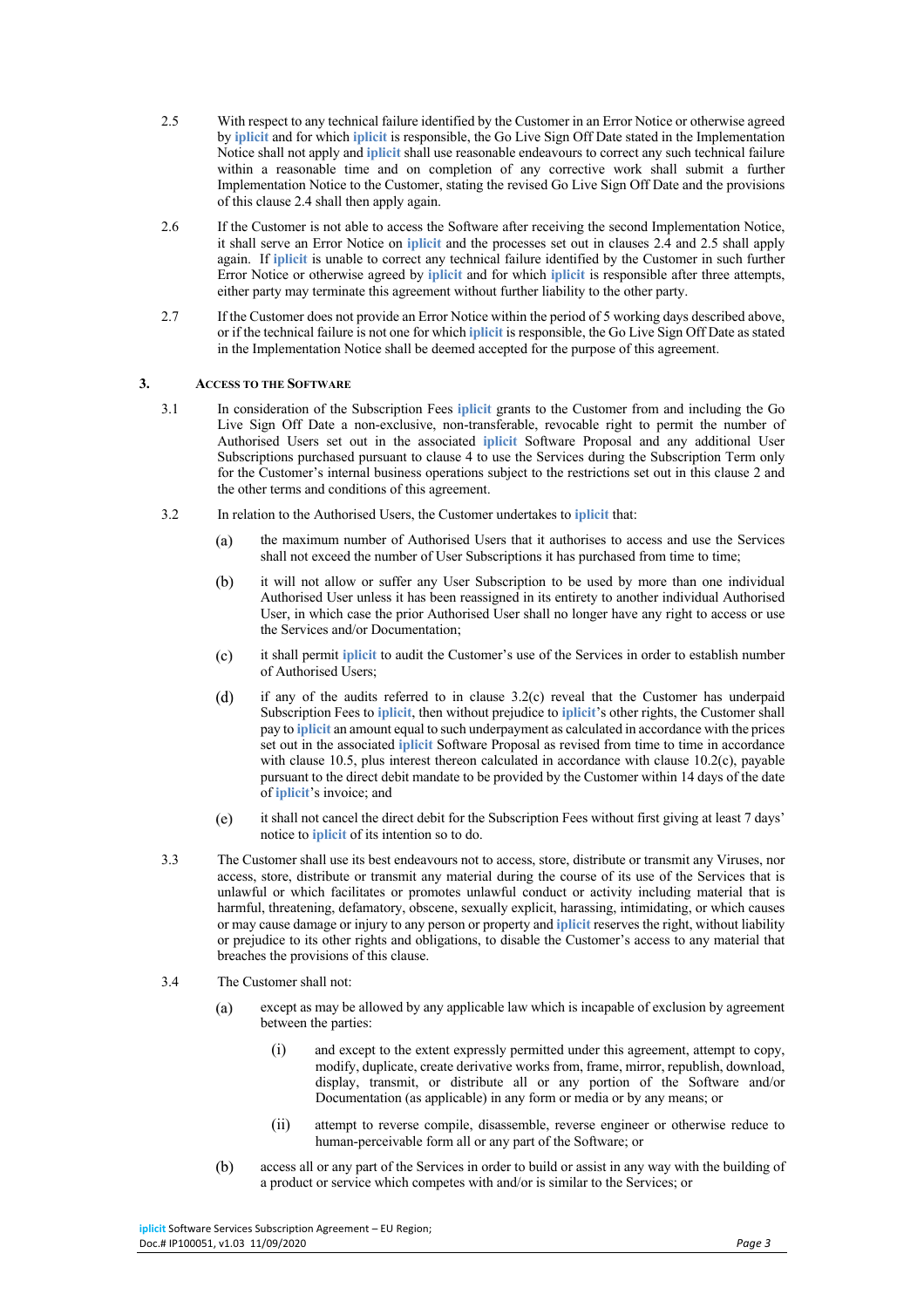2.5 With respect to any technical failure identified by the Customer in an Error Notice or otherwise agreed by **iplicit** and for which **iplicit** is responsible, the Go Live Sign Off Date stated in the Implementation Notice shall not apply and **iplicit** shall use reasonable endeavours to correct any such technical failure within a reasonable time and on completion of any corrective work shall submit a further Implementation Notice to the Customer, stating the revised Go Live Sign Off Date and the provisions of this clause 2.4 shall then apply again.

2.6 If the Customer is not able to access the Software after receiving the second Implementation Notice, it shall serve an Error Notice on **iplicit** and the processes set out in clauses 2.4 and 2.5 shall apply again. If **iplicit** is unable to correct any technical failure identified by the Customer in such further Error Notice or otherwise agreed by **iplicit** and for which **iplicit** is responsible after three attempts, either party may terminate this agreement without further liability to the other party.

2.7 If the Customer does not provide an Error Notice within the period of 5 working days described above, or if the technical failure is not one for which **iplicit** is responsible, the Go Live Sign Off Date as stated in the Implementation Notice shall be deemed accepted for the purpose of this agreement.

## 3. Access to the Software

3.1 In consideration of the Subscription Fees **iplicit** grants to the Customer from and including the Go Live Sign Off Date a non-exclusive, non-transferable, revocable right to permit the number of Authorised Users set out in the associated **iplicit** Software Proposal and any additional User Subscriptions purchased pursuant to clause 4 to use the Services during the Subscription Term only for the Customer's internal business operations subject to the restrictions set out in this clause 2 and the other terms and conditions of this agreement.

3.2 In relation to the Authorised Users, the Customer undertakes to **iplicit** that:

(a) the maximum number of Authorised Users that it authorises to access and use the Services shall not exceed the number of User Subscriptions it has purchased from time to time;

(b) it will not allow or suffer any User Subscription to be used by more than one individual Authorised User unless it has been reassigned in its entirety to another individual Authorised User, in which case the prior Authorised User shall no longer have any right to access or use the Services and/or Documentation;

(c) it shall permit **iplicit** to audit the Customer's use of the Services in order to establish number of Authorised Users;

(d) if any of the audits referred to in clause 3.2(c) reveal that the Customer has underpaid Subscription Fees to **iplicit**, then without prejudice to **iplicit**'s other rights, the Customer shall pay to **iplicit** an amount equal to such underpayment as calculated in accordance with the prices set out in the associated **iplicit** Software Proposal as revised from time to time in accordance with clause 10.5, plus interest thereon calculated in accordance with clause 10.2(c), payable pursuant to the direct debit mandate to be provided by the Customer within 14 days of the date of **iplicit**'s invoice; and

(e) it shall not cancel the direct debit for the Subscription Fees without first giving at least 7 days' notice to **iplicit** of its intention so to do.

3.3 The Customer shall use its best endeavours not to access, store, distribute or transmit any Viruses, nor access, store, distribute or transmit any material during the course of its use of the Services that is unlawful or which facilitates or promotes unlawful conduct or activity including material that is harmful, threatening, defamatory, obscene, sexually explicit, harassing, intimidating, or which causes or may cause damage or injury to any person or property and **iplicit** reserves the right, without liability or prejudice to its other rights and obligations, to disable the Customer's access to any material that breaches the provisions of this clause.

3.4 The Customer shall not:

(a) except as may be allowed by any applicable law which is incapable of exclusion by agreement between the parties:

(i) and except to the extent expressly permitted under this agreement, attempt to copy, modify, duplicate, create derivative works from, frame, mirror, republish, download, display, transmit, or distribute all or any portion of the Software and/or Documentation (as applicable) in any form or media or by any means; or

(ii) attempt to reverse compile, disassemble, reverse engineer or otherwise reduce to human-perceivable form all or any part of the Software; or

(b) access all or any part of the Services in order to build or assist in any way with the building of a product or service which competes with and/or is similar to the Services; or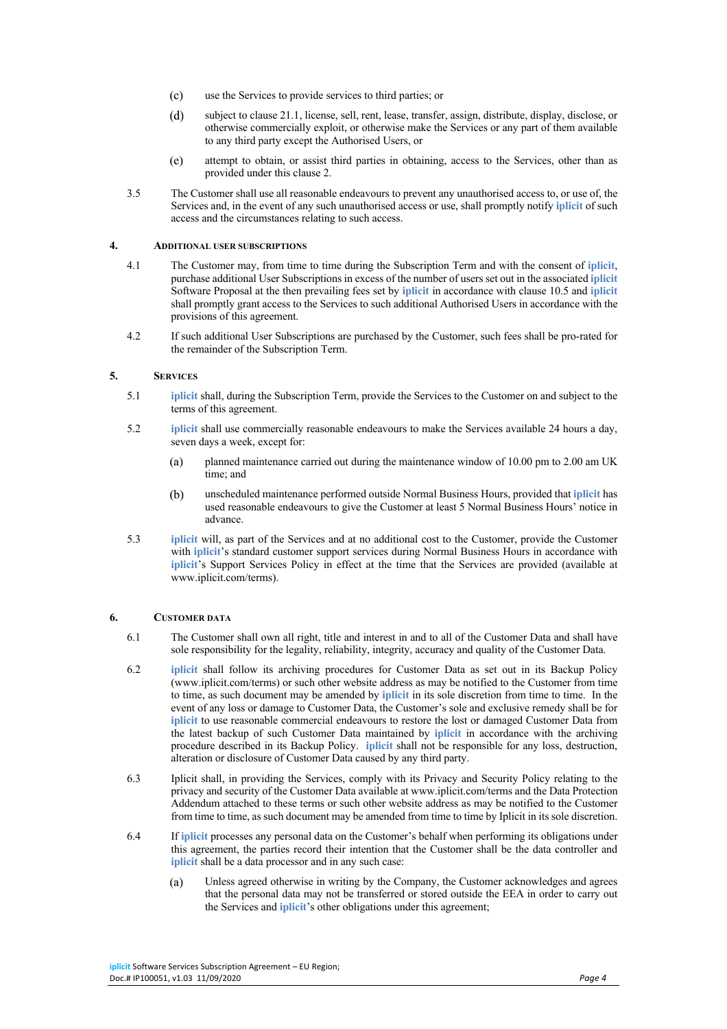(c) use the Services to provide services to third parties; or

(d) subject to clause 21.1, license, sell, rent, lease, transfer, assign, distribute, display, disclose, or otherwise commercially exploit, or otherwise make the Services or any part of them available to any third party except the Authorised Users, or

(e) attempt to obtain, or assist third parties in obtaining, access to the Services, other than as provided under this clause 2.

3.5 The Customer shall use all reasonable endeavours to prevent any unauthorised access to, or use of, the Services and, in the event of any such unauthorised access or use, shall promptly notify **iplicit** of such access and the circumstances relating to such access.

## 4. Additional user subscriptions

4.1 The Customer may, from time to time during the Subscription Term and with the consent of **iplicit**, purchase additional User Subscriptions in excess of the number of users set out in the associated **iplicit** Software Proposal at the then prevailing fees set by **iplicit** in accordance with clause 10.5 and **iplicit** shall promptly grant access to the Services to such additional Authorised Users in accordance with the provisions of this agreement.

4.2 If such additional User Subscriptions are purchased by the Customer, such fees shall be pro-rated for the remainder of the Subscription Term.

## 5. Services

5.1 **iplicit** shall, during the Subscription Term, provide the Services to the Customer on and subject to the terms of this agreement.

5.2 **iplicit** shall use commercially reasonable endeavours to make the Services available 24 hours a day, seven days a week, except for:

(a) planned maintenance carried out during the maintenance window of 10.00 pm to 2.00 am UK time; and

(b) unscheduled maintenance performed outside Normal Business Hours, provided that **iplicit** has used reasonable endeavours to give the Customer at least 5 Normal Business Hours' notice in advance.

5.3 **iplicit** will, as part of the Services and at no additional cost to the Customer, provide the Customer with **iplicit**'s standard customer support services during Normal Business Hours in accordance with **iplicit**'s Support Services Policy in effect at the time that the Services are provided (available at www.iplicit.com/terms).

## 6. Customer data

6.1 The Customer shall own all right, title and interest in and to all of the Customer Data and shall have sole responsibility for the legality, reliability, integrity, accuracy and quality of the Customer Data.

6.2 **iplicit** shall follow its archiving procedures for Customer Data as set out in its Backup Policy (www.iplicit.com/terms) or such other website address as may be notified to the Customer from time to time, as such document may be amended by **iplicit** in its sole discretion from time to time. In the event of any loss or damage to Customer Data, the Customer's sole and exclusive remedy shall be for **iplicit** to use reasonable commercial endeavours to restore the lost or damaged Customer Data from the latest backup of such Customer Data maintained by **iplicit** in accordance with the archiving procedure described in its Backup Policy. **iplicit** shall not be responsible for any loss, destruction, alteration or disclosure of Customer Data caused by any third party.

6.3 Iplicit shall, in providing the Services, comply with its Privacy and Security Policy relating to the privacy and security of the Customer Data available at www.iplicit.com/terms and the Data Protection Addendum attached to these terms or such other website address as may be notified to the Customer from time to time, as such document may be amended from time to time by Iplicit in its sole discretion.

6.4 If **iplicit** processes any personal data on the Customer's behalf when performing its obligations under this agreement, the parties record their intention that the Customer shall be the data controller and **iplicit** shall be a data processor and in any such case:

(a) Unless agreed otherwise in writing by the Company, the Customer acknowledges and agrees that the personal data may not be transferred or stored outside the EEA in order to carry out the Services and **iplicit**'s other obligations under this agreement;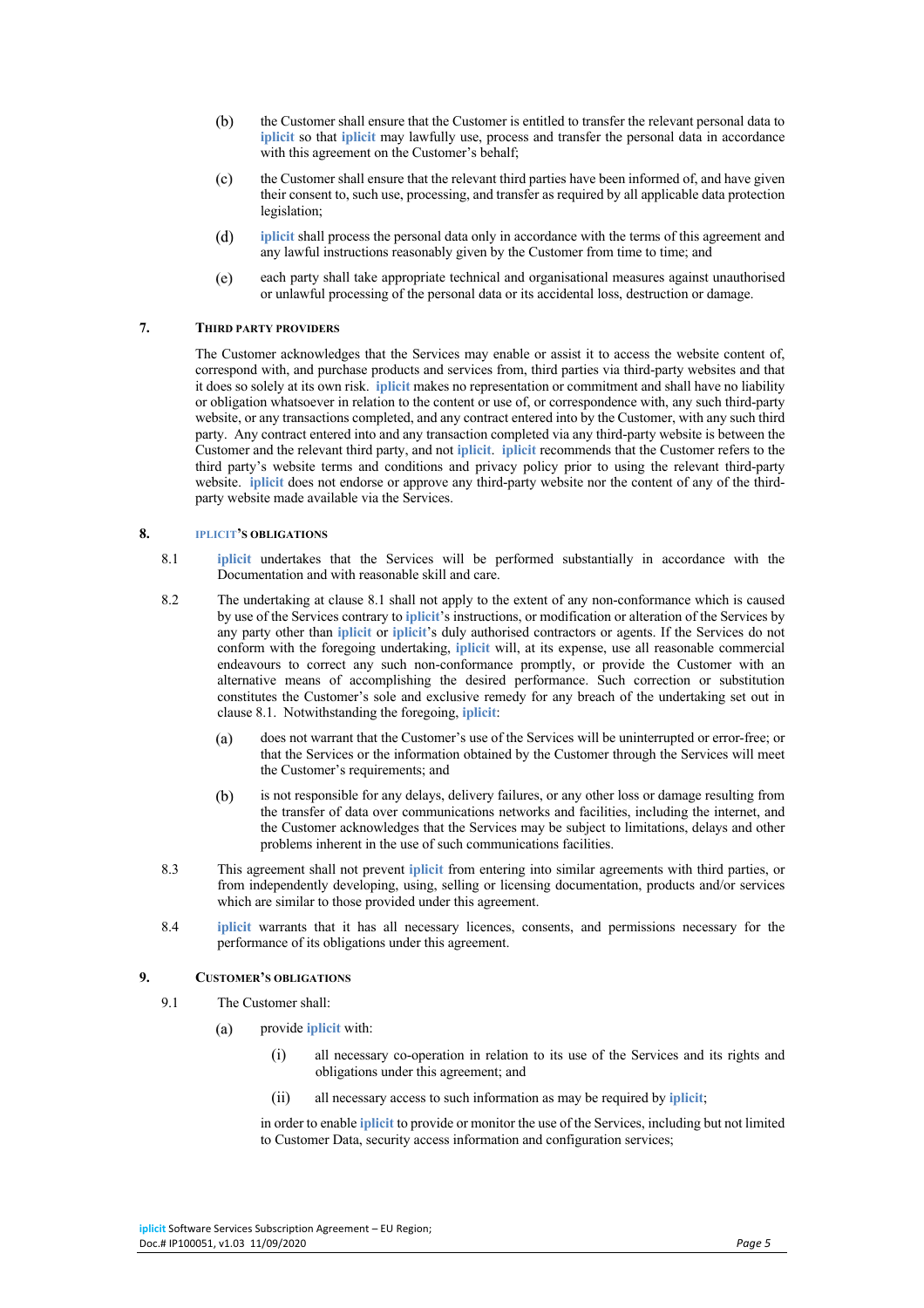(b) the Customer shall ensure that the Customer is entitled to transfer the relevant personal data to **iplicit** so that **iplicit** may lawfully use, process and transfer the personal data in accordance with this agreement on the Customer's behalf;

(c) the Customer shall ensure that the relevant third parties have been informed of, and have given their consent to, such use, processing, and transfer as required by all applicable data protection legislation;

(d) **iplicit** shall process the personal data only in accordance with the terms of this agreement and any lawful instructions reasonably given by the Customer from time to time; and

(e) each party shall take appropriate technical and organisational measures against unauthorised or unlawful processing of the personal data or its accidental loss, destruction or damage.

## 7. THIRD PARTY PROVIDERS

The Customer acknowledges that the Services may enable or assist it to access the website content of, correspond with, and purchase products and services from, third parties via third-party websites and that it does so solely at its own risk. **iplicit** makes no representation or commitment and shall have no liability or obligation whatsoever in relation to the content or use of, or correspondence with, any such third-party website, or any transactions completed, and any contract entered into by the Customer, with any such third party. Any contract entered into and any transaction completed via any third-party website is between the Customer and the relevant third party, and not **iplicit**. **iplicit** recommends that the Customer refers to the third party's website terms and conditions and privacy policy prior to using the relevant third-party website. **iplicit** does not endorse or approve any third-party website nor the content of any of the third-party website made available via the Services.

## 8. IPLICIT'S OBLIGATIONS

8.1 **iplicit** undertakes that the Services will be performed substantially in accordance with the Documentation and with reasonable skill and care.

8.2 The undertaking at clause 8.1 shall not apply to the extent of any non-conformance which is caused by use of the Services contrary to **iplicit**'s instructions, or modification or alteration of the Services by any party other than **iplicit** or **iplicit**'s duly authorised contractors or agents. If the Services do not conform with the foregoing undertaking, **iplicit** will, at its expense, use all reasonable commercial endeavours to correct any such non-conformance promptly, or provide the Customer with an alternative means of accomplishing the desired performance. Such correction or substitution constitutes the Customer's sole and exclusive remedy for any breach of the undertaking set out in clause 8.1. Notwithstanding the foregoing, **iplicit**:

(a) does not warrant that the Customer's use of the Services will be uninterrupted or error-free; or that the Services or the information obtained by the Customer through the Services will meet the Customer's requirements; and

(b) is not responsible for any delays, delivery failures, or any other loss or damage resulting from the transfer of data over communications networks and facilities, including the internet, and the Customer acknowledges that the Services may be subject to limitations, delays and other problems inherent in the use of such communications facilities.

8.3 This agreement shall not prevent **iplicit** from entering into similar agreements with third parties, or from independently developing, using, selling or licensing documentation, products and/or services which are similar to those provided under this agreement.

8.4 **iplicit** warrants that it has all necessary licences, consents, and permissions necessary for the performance of its obligations under this agreement.

## 9. CUSTOMER'S OBLIGATIONS

9.1 The Customer shall:

(a) provide **iplicit** with:

(i) all necessary co-operation in relation to its use of the Services and its rights and obligations under this agreement; and

(ii) all necessary access to such information as may be required by **iplicit**;

in order to enable **iplicit** to provide or monitor the use of the Services, including but not limited to Customer Data, security access information and configuration services;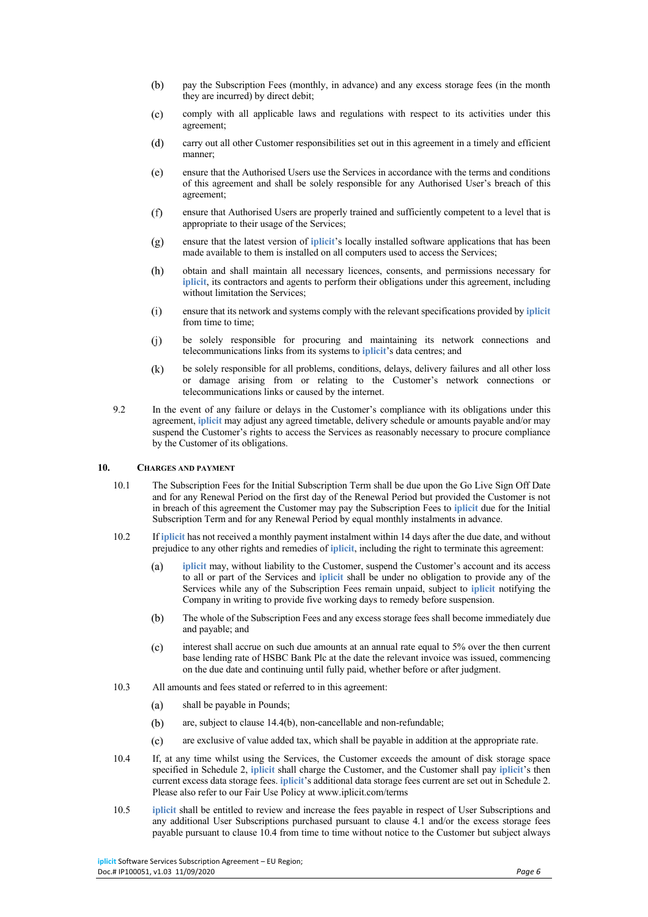(b) pay the Subscription Fees (monthly, in advance) and any excess storage fees (in the month they are incurred) by direct debit;

(c) comply with all applicable laws and regulations with respect to its activities under this agreement;

(d) carry out all other Customer responsibilities set out in this agreement in a timely and efficient manner;

(e) ensure that the Authorised Users use the Services in accordance with the terms and conditions of this agreement and shall be solely responsible for any Authorised User's breach of this agreement;

(f) ensure that Authorised Users are properly trained and sufficiently competent to a level that is appropriate to their usage of the Services;

(g) ensure that the latest version of **iplicit**'s locally installed software applications that has been made available to them is installed on all computers used to access the Services;

(h) obtain and shall maintain all necessary licences, consents, and permissions necessary for **iplicit**, its contractors and agents to perform their obligations under this agreement, including without limitation the Services;

(i) ensure that its network and systems comply with the relevant specifications provided by **iplicit** from time to time;

(j) be solely responsible for procuring and maintaining its network connections and telecommunications links from its systems to **iplicit**'s data centres; and

(k) be solely responsible for all problems, conditions, delays, delivery failures and all other loss or damage arising from or relating to the Customer's network connections or telecommunications links or caused by the internet.

9.2 In the event of any failure or delays in the Customer's compliance with its obligations under this agreement, **iplicit** may adjust any agreed timetable, delivery schedule or amounts payable and/or may suspend the Customer's rights to access the Services as reasonably necessary to procure compliance by the Customer of its obligations.

## 10. CHARGES AND PAYMENT

10.1 The Subscription Fees for the Initial Subscription Term shall be due upon the Go Live Sign Off Date and for any Renewal Period on the first day of the Renewal Period but provided the Customer is not in breach of this agreement the Customer may pay the Subscription Fees to **iplicit** due for the Initial Subscription Term and for any Renewal Period by equal monthly instalments in advance.

10.2 If **iplicit** has not received a monthly payment instalment within 14 days after the due date, and without prejudice to any other rights and remedies of **iplicit**, including the right to terminate this agreement:

(a) **iplicit** may, without liability to the Customer, suspend the Customer's account and its access to all or part of the Services and **iplicit** shall be under no obligation to provide any of the Services while any of the Subscription Fees remain unpaid, subject to **iplicit** notifying the Company in writing to provide five working days to remedy before suspension.

(b) The whole of the Subscription Fees and any excess storage fees shall become immediately due and payable; and

(c) interest shall accrue on such due amounts at an annual rate equal to 5% over the then current base lending rate of HSBC Bank Plc at the date the relevant invoice was issued, commencing on the due date and continuing until fully paid, whether before or after judgment.

10.3 All amounts and fees stated or referred to in this agreement:

(a) shall be payable in Pounds;

(b) are, subject to clause 14.4(b), non-cancellable and non-refundable;

(c) are exclusive of value added tax, which shall be payable in addition at the appropriate rate.

10.4 If, at any time whilst using the Services, the Customer exceeds the amount of disk storage space specified in Schedule 2, **iplicit** shall charge the Customer, and the Customer shall pay **iplicit**'s then current excess data storage fees. **iplicit**'s additional data storage fees current are set out in Schedule 2. Please also refer to our Fair Use Policy at www.iplicit.com/terms

10.5 **iplicit** shall be entitled to review and increase the fees payable in respect of User Subscriptions and any additional User Subscriptions purchased pursuant to clause 4.1 and/or the excess storage fees payable pursuant to clause 10.4 from time to time without notice to the Customer but subject always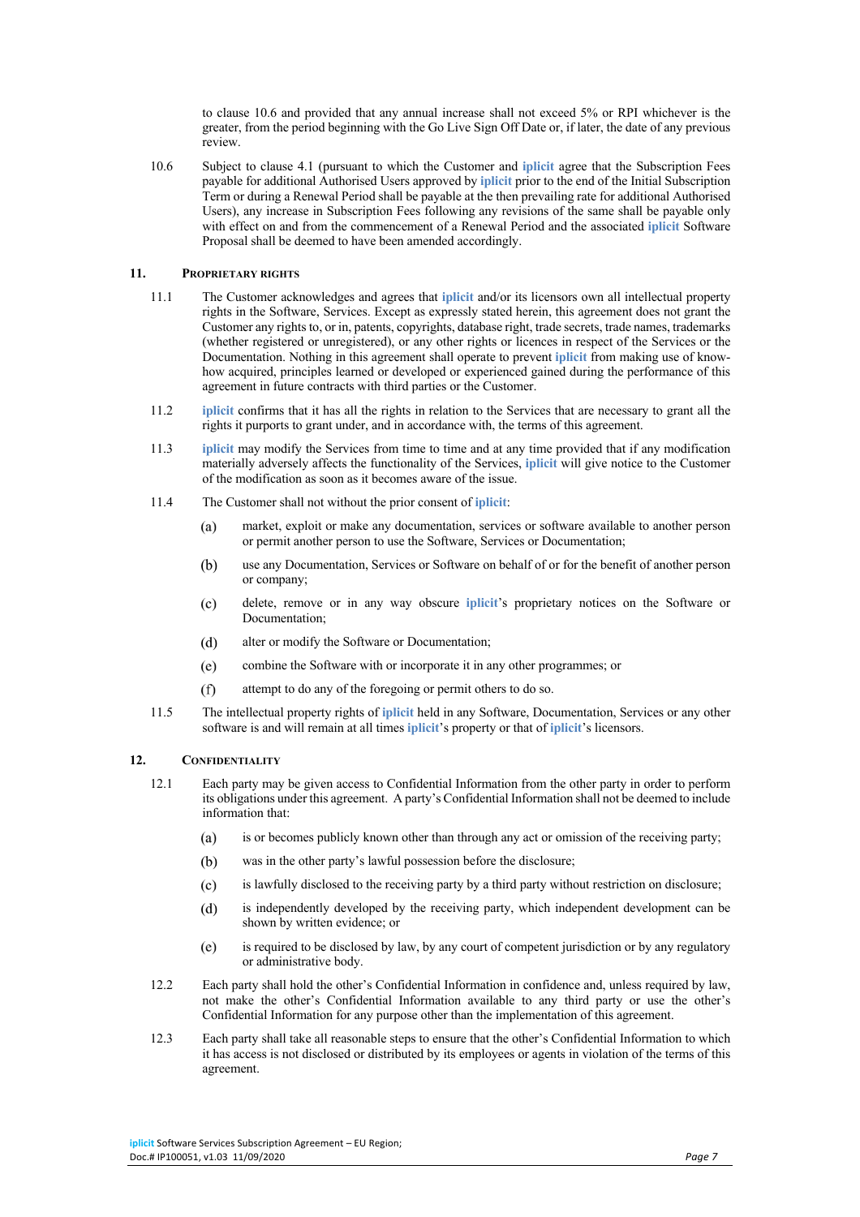to clause 10.6 and provided that any annual increase shall not exceed 5% or RPI whichever is the greater, from the period beginning with the Go Live Sign Off Date or, if later, the date of any previous review.

10.6 Subject to clause 4.1 (pursuant to which the Customer and **iplicit** agree that the Subscription Fees payable for additional Authorised Users approved by **iplicit** prior to the end of the Initial Subscription Term or during a Renewal Period shall be payable at the then prevailing rate for additional Authorised Users), any increase in Subscription Fees following any revisions of the same shall be payable only with effect on and from the commencement of a Renewal Period and the associated **iplicit** Software Proposal shall be deemed to have been amended accordingly.

## 11. PROPRIETARY RIGHTS

11.1 The Customer acknowledges and agrees that **iplicit** and/or its licensors own all intellectual property rights in the Software, Services. Except as expressly stated herein, this agreement does not grant the Customer any rights to, or in, patents, copyrights, database right, trade secrets, trade names, trademarks (whether registered or unregistered), or any other rights or licences in respect of the Services or the Documentation. Nothing in this agreement shall operate to prevent **iplicit** from making use of know-how acquired, principles learned or developed or experienced gained during the performance of this agreement in future contracts with third parties or the Customer.

11.2 **iplicit** confirms that it has all the rights in relation to the Services that are necessary to grant all the rights it purports to grant under, and in accordance with, the terms of this agreement.

11.3 **iplicit** may modify the Services from time to time and at any time provided that if any modification materially adversely affects the functionality of the Services, **iplicit** will give notice to the Customer of the modification as soon as it becomes aware of the issue.

11.4 The Customer shall not without the prior consent of **iplicit**:

(a) market, exploit or make any documentation, services or software available to another person or permit another person to use the Software, Services or Documentation;

(b) use any Documentation, Services or Software on behalf of or for the benefit of another person or company;

(c) delete, remove or in any way obscure **iplicit**'s proprietary notices on the Software or Documentation;

(d) alter or modify the Software or Documentation;

(e) combine the Software with or incorporate it in any other programmes; or

(f) attempt to do any of the foregoing or permit others to do so.

11.5 The intellectual property rights of **iplicit** held in any Software, Documentation, Services or any other software is and will remain at all times **iplicit**'s property or that of **iplicit**'s licensors.

## 12. CONFIDENTIALITY

12.1 Each party may be given access to Confidential Information from the other party in order to perform its obligations under this agreement. A party's Confidential Information shall not be deemed to include information that:

(a) is or becomes publicly known other than through any act or omission of the receiving party;

(b) was in the other party's lawful possession before the disclosure;

(c) is lawfully disclosed to the receiving party by a third party without restriction on disclosure;

(d) is independently developed by the receiving party, which independent development can be shown by written evidence; or

(e) is required to be disclosed by law, by any court of competent jurisdiction or by any regulatory or administrative body.

12.2 Each party shall hold the other's Confidential Information in confidence and, unless required by law, not make the other's Confidential Information available to any third party or use the other's Confidential Information for any purpose other than the implementation of this agreement.

12.3 Each party shall take all reasonable steps to ensure that the other's Confidential Information to which it has access is not disclosed or distributed by its employees or agents in violation of the terms of this agreement.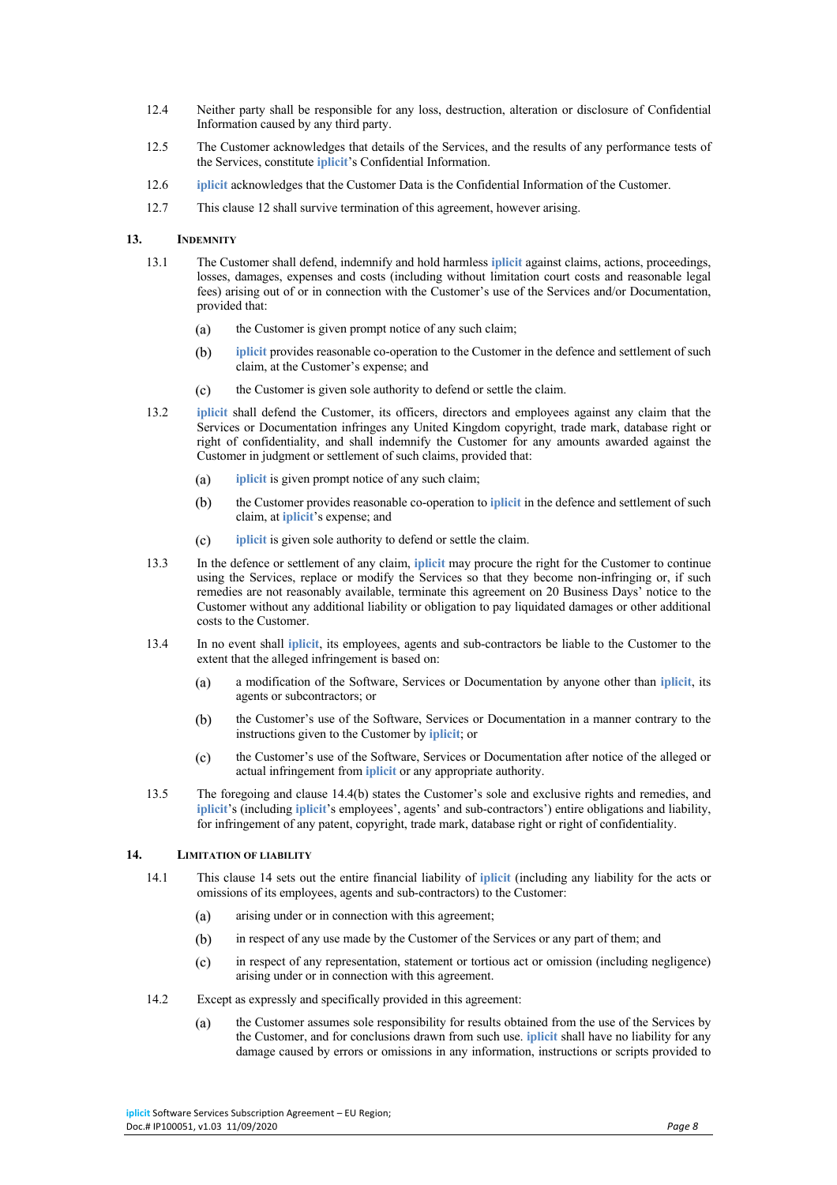12.4 Neither party shall be responsible for any loss, destruction, alteration or disclosure of Confidential Information caused by any third party.

12.5 The Customer acknowledges that details of the Services, and the results of any performance tests of the Services, constitute **iplicit**'s Confidential Information.

12.6 **iplicit** acknowledges that the Customer Data is the Confidential Information of the Customer.

12.7 This clause 12 shall survive termination of this agreement, however arising.

## 13. Indemnity

13.1 The Customer shall defend, indemnify and hold harmless **iplicit** against claims, actions, proceedings, losses, damages, expenses and costs (including without limitation court costs and reasonable legal fees) arising out of or in connection with the Customer's use of the Services and/or Documentation, provided that:

(a) the Customer is given prompt notice of any such claim;

(b) **iplicit** provides reasonable co-operation to the Customer in the defence and settlement of such claim, at the Customer's expense; and

(c) the Customer is given sole authority to defend or settle the claim.

13.2 **iplicit** shall defend the Customer, its officers, directors and employees against any claim that the Services or Documentation infringes any United Kingdom copyright, trade mark, database right or right of confidentiality, and shall indemnify the Customer for any amounts awarded against the Customer in judgment or settlement of such claims, provided that:

(a) **iplicit** is given prompt notice of any such claim;

(b) the Customer provides reasonable co-operation to **iplicit** in the defence and settlement of such claim, at **iplicit**'s expense; and

(c) **iplicit** is given sole authority to defend or settle the claim.

13.3 In the defence or settlement of any claim, **iplicit** may procure the right for the Customer to continue using the Services, replace or modify the Services so that they become non-infringing or, if such remedies are not reasonably available, terminate this agreement on 20 Business Days' notice to the Customer without any additional liability or obligation to pay liquidated damages or other additional costs to the Customer.

13.4 In no event shall **iplicit**, its employees, agents and sub-contractors be liable to the Customer to the extent that the alleged infringement is based on:

(a) a modification of the Software, Services or Documentation by anyone other than **iplicit**, its agents or subcontractors; or

(b) the Customer's use of the Software, Services or Documentation in a manner contrary to the instructions given to the Customer by **iplicit**; or

(c) the Customer's use of the Software, Services or Documentation after notice of the alleged or actual infringement from **iplicit** or any appropriate authority.

13.5 The foregoing and clause 14.4(b) states the Customer's sole and exclusive rights and remedies, and **iplicit**'s (including **iplicit**'s employees', agents' and sub-contractors') entire obligations and liability, for infringement of any patent, copyright, trade mark, database right or right of confidentiality.

## 14. Limitation of Liability

14.1 This clause 14 sets out the entire financial liability of **iplicit** (including any liability for the acts or omissions of its employees, agents and sub-contractors) to the Customer:

(a) arising under or in connection with this agreement;

(b) in respect of any use made by the Customer of the Services or any part of them; and

(c) in respect of any representation, statement or tortious act or omission (including negligence) arising under or in connection with this agreement.

14.2 Except as expressly and specifically provided in this agreement:

(a) the Customer assumes sole responsibility for results obtained from the use of the Services by the Customer, and for conclusions drawn from such use. **iplicit** shall have no liability for any damage caused by errors or omissions in any information, instructions or scripts provided to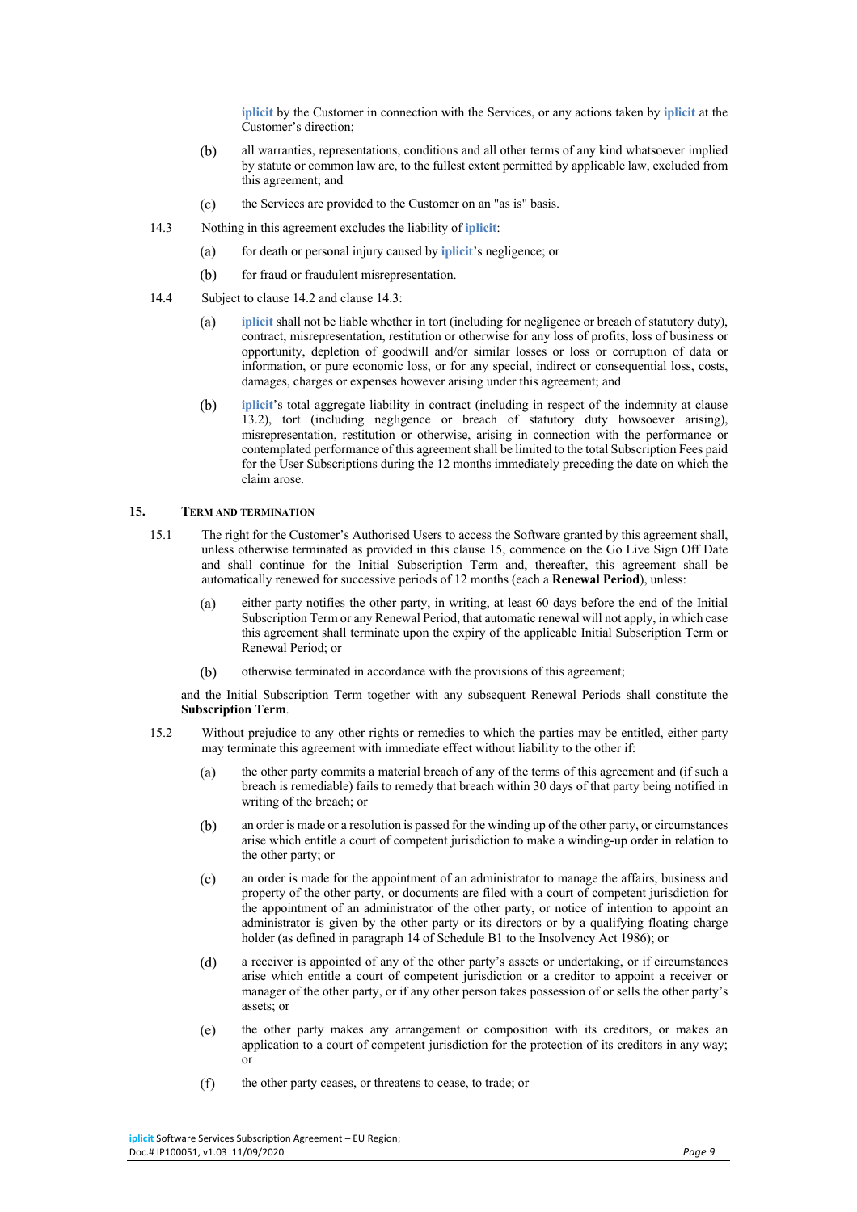**iplicit** by the Customer in connection with the Services, or any actions taken by **iplicit** at the Customer's direction;

(b) all warranties, representations, conditions and all other terms of any kind whatsoever implied by statute or common law are, to the fullest extent permitted by applicable law, excluded from this agreement; and

(c) the Services are provided to the Customer on an "as is" basis.

14.3 Nothing in this agreement excludes the liability of **iplicit**:

(a) for death or personal injury caused by **iplicit**'s negligence; or

(b) for fraud or fraudulent misrepresentation.

14.4 Subject to clause 14.2 and clause 14.3:

(a) **iplicit** shall not be liable whether in tort (including for negligence or breach of statutory duty), contract, misrepresentation, restitution or otherwise for any loss of profits, loss of business or opportunity, depletion of goodwill and/or similar losses or loss or corruption of data or information, or pure economic loss, or for any special, indirect or consequential loss, costs, damages, charges or expenses however arising under this agreement; and

(b) **iplicit**'s total aggregate liability in contract (including in respect of the indemnity at clause 13.2), tort (including negligence or breach of statutory duty howsoever arising), misrepresentation, restitution or otherwise, arising in connection with the performance or contemplated performance of this agreement shall be limited to the total Subscription Fees paid for the User Subscriptions during the 12 months immediately preceding the date on which the claim arose.

## 15. TERM AND TERMINATION

15.1 The right for the Customer's Authorised Users to access the Software granted by this agreement shall, unless otherwise terminated as provided in this clause 15, commence on the Go Live Sign Off Date and shall continue for the Initial Subscription Term and, thereafter, this agreement shall be automatically renewed for successive periods of 12 months (each a **Renewal Period**), unless:

(a) either party notifies the other party, in writing, at least 60 days before the end of the Initial Subscription Term or any Renewal Period, that automatic renewal will not apply, in which case this agreement shall terminate upon the expiry of the applicable Initial Subscription Term or Renewal Period; or

(b) otherwise terminated in accordance with the provisions of this agreement;

and the Initial Subscription Term together with any subsequent Renewal Periods shall constitute the **Subscription Term**.

15.2 Without prejudice to any other rights or remedies to which the parties may be entitled, either party may terminate this agreement with immediate effect without liability to the other if:

(a) the other party commits a material breach of any of the terms of this agreement and (if such a breach is remediable) fails to remedy that breach within 30 days of that party being notified in writing of the breach; or

(b) an order is made or a resolution is passed for the winding up of the other party, or circumstances arise which entitle a court of competent jurisdiction to make a winding-up order in relation to the other party; or

(c) an order is made for the appointment of an administrator to manage the affairs, business and property of the other party, or documents are filed with a court of competent jurisdiction for the appointment of an administrator of the other party, or notice of intention to appoint an administrator is given by the other party or its directors or by a qualifying floating charge holder (as defined in paragraph 14 of Schedule B1 to the Insolvency Act 1986); or

(d) a receiver is appointed of any of the other party's assets or undertaking, or if circumstances arise which entitle a court of competent jurisdiction or a creditor to appoint a receiver or manager of the other party, or if any other person takes possession of or sells the other party's assets; or

(e) the other party makes any arrangement or composition with its creditors, or makes an application to a court of competent jurisdiction for the protection of its creditors in any way; or

(f) the other party ceases, or threatens to cease, to trade; or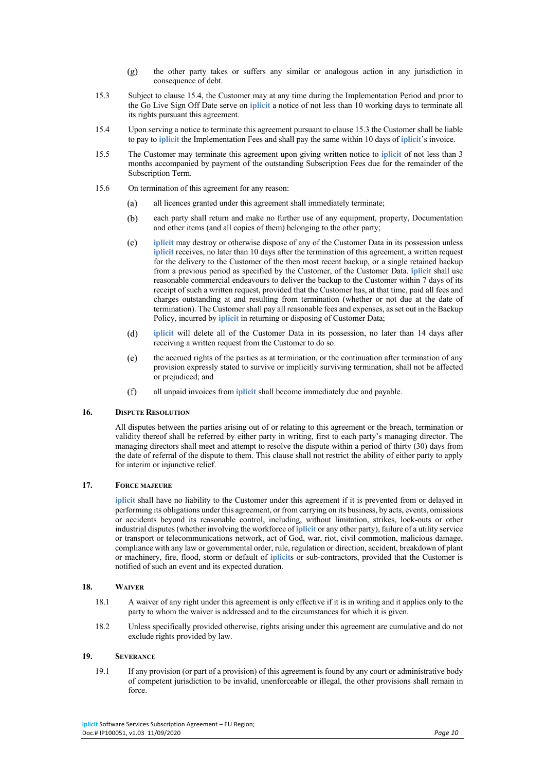(g) the other party takes or suffers any similar or analogous action in any jurisdiction in consequence of debt.

15.3 Subject to clause 15.4, the Customer may at any time during the Implementation Period and prior to the Go Live Sign Off Date serve on **iplicit** a notice of not less than 10 working days to terminate all its rights pursuant this agreement.

15.4 Upon serving a notice to terminate this agreement pursuant to clause 15.3 the Customer shall be liable to pay to **iplicit** the Implementation Fees and shall pay the same within 10 days of **iplicit**'s invoice.

15.5 The Customer may terminate this agreement upon giving written notice to **iplicit** of not less than 3 months accompanied by payment of the outstanding Subscription Fees due for the remainder of the Subscription Term.

15.6 On termination of this agreement for any reason:

(a) all licences granted under this agreement shall immediately terminate;

(b) each party shall return and make no further use of any equipment, property, Documentation and other items (and all copies of them) belonging to the other party;

(c) **iplicit** may destroy or otherwise dispose of any of the Customer Data in its possession unless **iplicit** receives, no later than 10 days after the termination of this agreement, a written request for the delivery to the Customer of the then most recent backup, or a single retained backup from a previous period as specified by the Customer, of the Customer Data. **iplicit** shall use reasonable commercial endeavours to deliver the backup to the Customer within 7 days of its receipt of such a written request, provided that the Customer has, at that time, paid all fees and charges outstanding at and resulting from termination (whether or not due at the date of termination). The Customer shall pay all reasonable fees and expenses, as set out in the Backup Policy, incurred by **iplicit** in returning or disposing of Customer Data;

(d) **iplicit** will delete all of the Customer Data in its possession, no later than 14 days after receiving a written request from the Customer to do so.

(e) the accrued rights of the parties as at termination, or the continuation after termination of any provision expressly stated to survive or implicitly surviving termination, shall not be affected or prejudiced; and

(f) all unpaid invoices from **iplicit** shall become immediately due and payable.

## 16. Dispute Resolution

All disputes between the parties arising out of or relating to this agreement or the breach, termination or validity thereof shall be referred by either party in writing, first to each party's managing director. The managing directors shall meet and attempt to resolve the dispute within a period of thirty (30) days from the date of referral of the dispute to them. This clause shall not restrict the ability of either party to apply for interim or injunctive relief.

## 17. Force Majeure

**iplicit** shall have no liability to the Customer under this agreement if it is prevented from or delayed in performing its obligations under this agreement, or from carrying on its business, by acts, events, omissions or accidents beyond its reasonable control, including, without limitation, strikes, lock-outs or other industrial disputes (whether involving the workforce of **iplicit** or any other party), failure of a utility service or transport or telecommunications network, act of God, war, riot, civil commotion, malicious damage, compliance with any law or governmental order, rule, regulation or direction, accident, breakdown of plant or machinery, fire, flood, storm or default of **iplicit**s or sub-contractors, provided that the Customer is notified of such an event and its expected duration.

## 18. Waiver

18.1 A waiver of any right under this agreement is only effective if it is in writing and it applies only to the party to whom the waiver is addressed and to the circumstances for which it is given.

18.2 Unless specifically provided otherwise, rights arising under this agreement are cumulative and do not exclude rights provided by law.

## 19. Severance

19.1 If any provision (or part of a provision) of this agreement is found by any court or administrative body of competent jurisdiction to be invalid, unenforceable or illegal, the other provisions shall remain in force.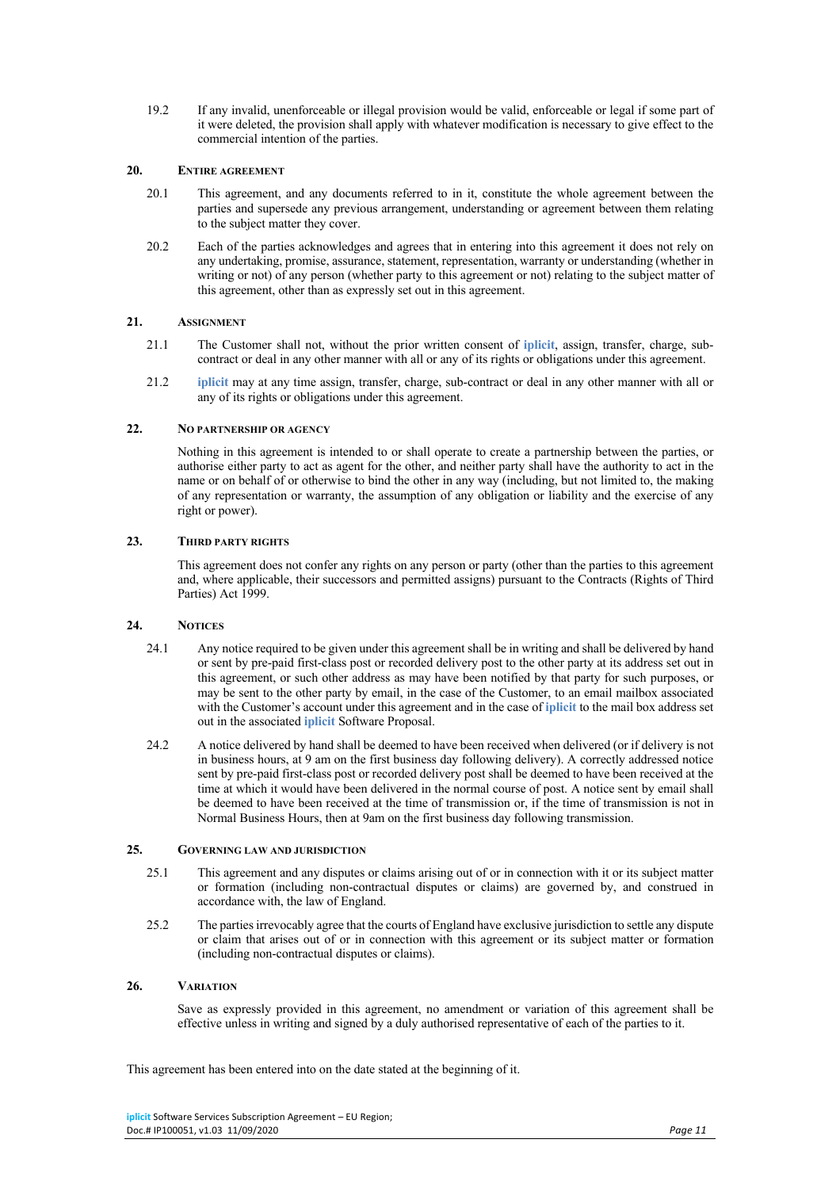19.2 If any invalid, unenforceable or illegal provision would be valid, enforceable or legal if some part of it were deleted, the provision shall apply with whatever modification is necessary to give effect to the commercial intention of the parties.

## 20. ENTIRE AGREEMENT

20.1 This agreement, and any documents referred to in it, constitute the whole agreement between the parties and supersede any previous arrangement, understanding or agreement between them relating to the subject matter they cover.

20.2 Each of the parties acknowledges and agrees that in entering into this agreement it does not rely on any undertaking, promise, assurance, statement, representation, warranty or understanding (whether in writing or not) of any person (whether party to this agreement or not) relating to the subject matter of this agreement, other than as expressly set out in this agreement.

## 21. ASSIGNMENT

21.1 The Customer shall not, without the prior written consent of **iplicit**, assign, transfer, charge, sub-contract or deal in any other manner with all or any of its rights or obligations under this agreement.

21.2 **iplicit** may at any time assign, transfer, charge, sub-contract or deal in any other manner with all or any of its rights or obligations under this agreement.

## 22. NO PARTNERSHIP OR AGENCY

Nothing in this agreement is intended to or shall operate to create a partnership between the parties, or authorise either party to act as agent for the other, and neither party shall have the authority to act in the name or on behalf of or otherwise to bind the other in any way (including, but not limited to, the making of any representation or warranty, the assumption of any obligation or liability and the exercise of any right or power).

## 23. THIRD PARTY RIGHTS

This agreement does not confer any rights on any person or party (other than the parties to this agreement and, where applicable, their successors and permitted assigns) pursuant to the Contracts (Rights of Third Parties) Act 1999.

## 24. NOTICES

24.1 Any notice required to be given under this agreement shall be in writing and shall be delivered by hand or sent by pre-paid first-class post or recorded delivery post to the other party at its address set out in this agreement, or such other address as may have been notified by that party for such purposes, or may be sent to the other party by email, in the case of the Customer, to an email mailbox associated with the Customer's account under this agreement and in the case of **iplicit** to the mail box address set out in the associated **iplicit** Software Proposal.

24.2 A notice delivered by hand shall be deemed to have been received when delivered (or if delivery is not in business hours, at 9 am on the first business day following delivery). A correctly addressed notice sent by pre-paid first-class post or recorded delivery post shall be deemed to have been received at the time at which it would have been delivered in the normal course of post. A notice sent by email shall be deemed to have been received at the time of transmission or, if the time of transmission is not in Normal Business Hours, then at 9am on the first business day following transmission.

## 25. GOVERNING LAW AND JURISDICTION

25.1 This agreement and any disputes or claims arising out of or in connection with it or its subject matter or formation (including non-contractual disputes or claims) are governed by, and construed in accordance with, the law of England.

25.2 The parties irrevocably agree that the courts of England have exclusive jurisdiction to settle any dispute or claim that arises out of or in connection with this agreement or its subject matter or formation (including non-contractual disputes or claims).

## 26. VARIATION

Save as expressly provided in this agreement, no amendment or variation of this agreement shall be effective unless in writing and signed by a duly authorised representative of each of the parties to it.

This agreement has been entered into on the date stated at the beginning of it.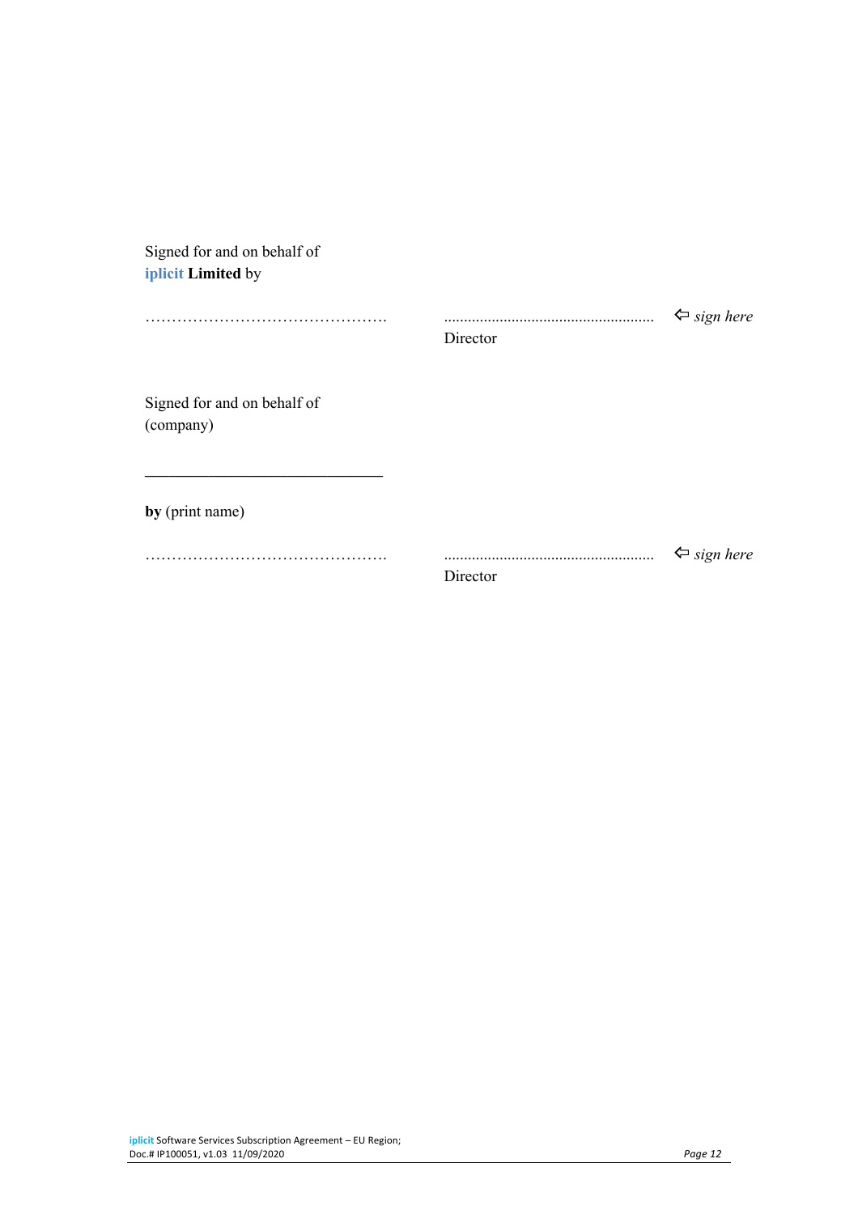Signed for and on behalf of
iplicit **Limited** by

………………………………………. .................................................... ⇦ *sign here*
Director

Signed for and on behalf of
(company)

________________________________

**by** (print name)

………………………………………. .................................................... ⇦ *sign here*
Director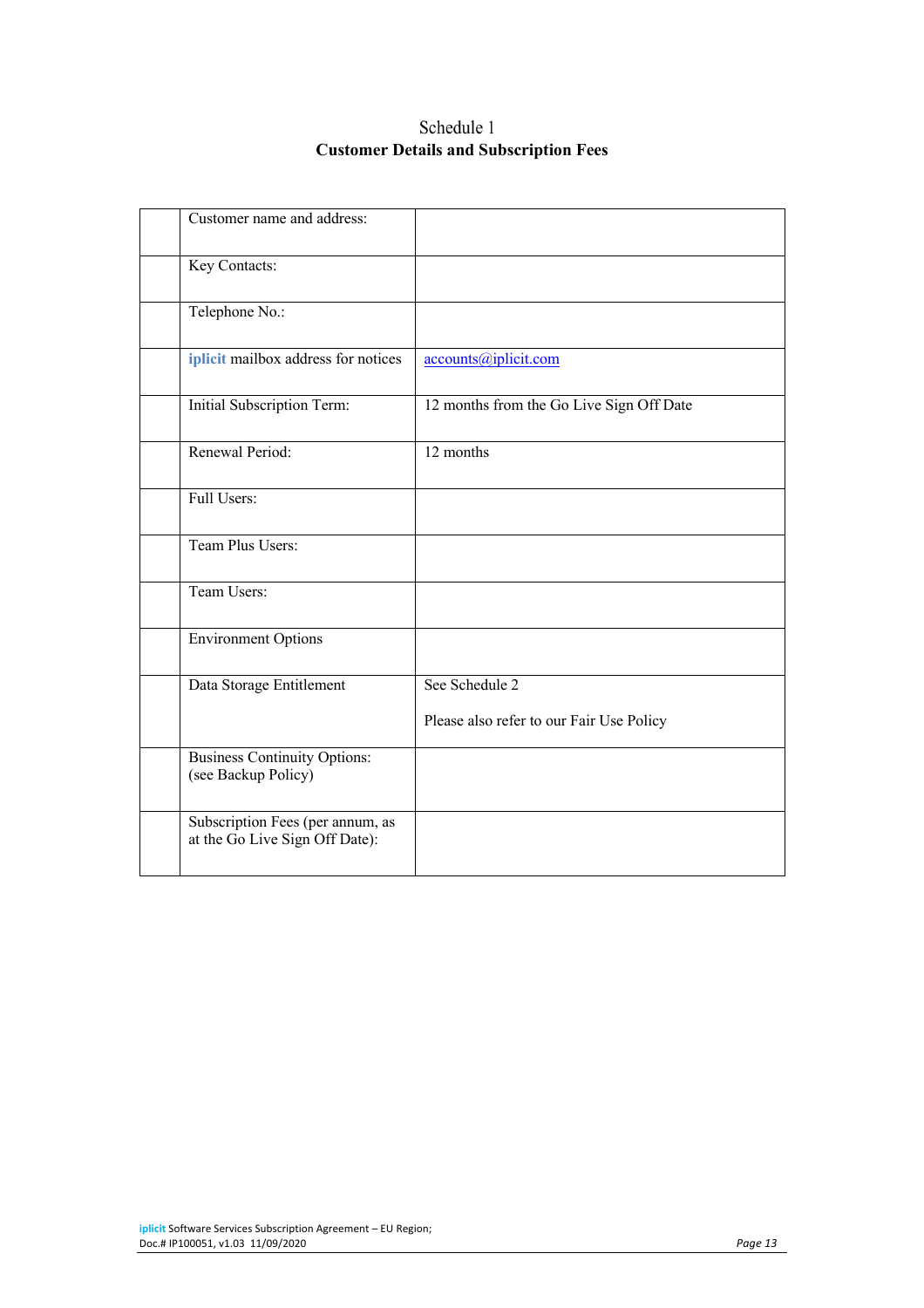Schedule 1

**Customer Details and Subscription Fees**

| | | |
|---|---|---|
| | Customer name and address: | |
| | Key Contacts: | |
| | Telephone No.: | |
| | iplicit mailbox address for notices | accounts@iplicit.com |
| | Initial Subscription Term: | 12 months from the Go Live Sign Off Date |
| | Renewal Period: | 12 months |
| | Full Users: | |
| | Team Plus Users: | |
| | Team Users: | |
| | Environment Options | |
| | Data Storage Entitlement | See Schedule 2<br><br>Please also refer to our Fair Use Policy |
| | Business Continuity Options: (see Backup Policy) | |
| | Subscription Fees (per annum, as at the Go Live Sign Off Date): | |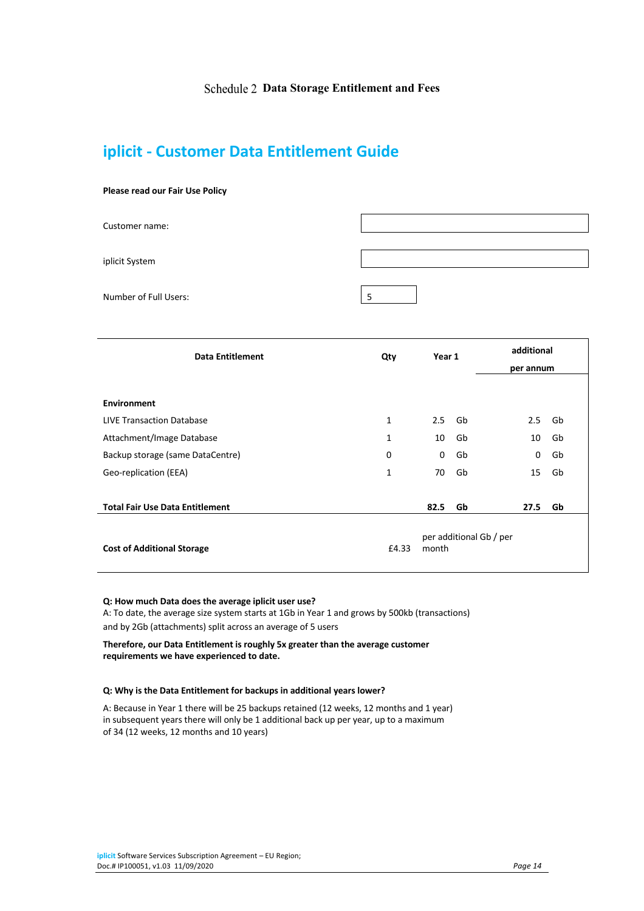Schedule 2 **Data Storage Entitlement and Fees**

# iplicit - Customer Data Entitlement Guide

**Please read our Fair Use Policy**

| | |
|---|---|
| Customer name: | |
| iplicit System | |
| Number of Full Users: | 5 |

| Data Entitlement | Qty | Year 1 | | additional per annum | |
|---|---|---|---|---|---|
| **Environment** | | | | | |
| LIVE Transaction Database | 1 | 2.5 | Gb | 2.5 | Gb |
| Attachment/Image Database | 1 | 10 | Gb | 10 | Gb |
| Backup storage (same DataCentre) | 0 | 0 | Gb | 0 | Gb |
| Geo-replication (EEA) | 1 | 70 | Gb | 15 | Gb |
| **Total Fair Use Data Entitlement** | | **82.5** | **Gb** | **27.5** | **Gb** |
| **Cost of Additional Storage** | £4.33 | per additional Gb / per month | | | |

**Q: How much Data does the average iplicit user use?**

A: To date, the average size system starts at 1Gb in Year 1 and grows by 500kb (transactions) and by 2Gb (attachments) split across an average of 5 users

**Therefore, our Data Entitlement is roughly 5x greater than the average customer requirements we have experienced to date.**

**Q: Why is the Data Entitlement for backups in additional years lower?**

A: Because in Year 1 there will be 25 backups retained (12 weeks, 12 months and 1 year) in subsequent years there will only be 1 additional back up per year, up to a maximum of 34 (12 weeks, 12 months and 10 years)